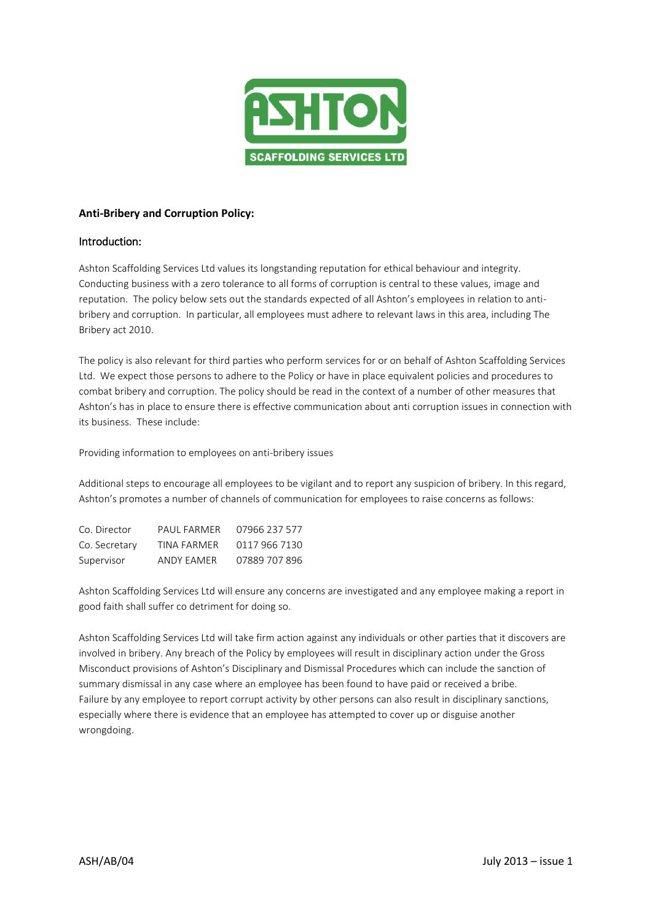ASHTON

SCAFFOLDING SERVICES LTD

**Anti-Bribery and Corruption Policy:**

## Introduction:

Ashton Scaffolding Services Ltd values its longstanding reputation for ethical behaviour and integrity. Conducting business with a zero tolerance to all forms of corruption is central to these values, image and reputation. The policy below sets out the standards expected of all Ashton's employees in relation to anti-bribery and corruption. In particular, all employees must adhere to relevant laws in this area, including The Bribery act 2010.

The policy is also relevant for third parties who perform services for or on behalf of Ashton Scaffolding Services Ltd. We expect those persons to adhere to the Policy or have in place equivalent policies and procedures to combat bribery and corruption. The policy should be read in the context of a number of other measures that Ashton's has in place to ensure there is effective communication about anti corruption issues in connection with its business. These include:

Providing information to employees on anti-bribery issues

Additional steps to encourage all employees to be vigilant and to report any suspicion of bribery. In this regard, Ashton's promotes a number of channels of communication for employees to raise concerns as follows:

| | | |
|---|---|---|
| Co. Director | PAUL FARMER | 07966 237 577 |
| Co. Secretary | TINA FARMER | 0117 966 7130 |
| Supervisor | ANDY EAMER | 07889 707 896 |

Ashton Scaffolding Services Ltd will ensure any concerns are investigated and any employee making a report in good faith shall suffer co detriment for doing so.

Ashton Scaffolding Services Ltd will take firm action against any individuals or other parties that it discovers are involved in bribery. Any breach of the Policy by employees will result in disciplinary action under the Gross Misconduct provisions of Ashton's Disciplinary and Dismissal Procedures which can include the sanction of summary dismissal in any case where an employee has been found to have paid or received a bribe. Failure by any employee to report corrupt activity by other persons can also result in disciplinary sanctions, especially where there is evidence that an employee has attempted to cover up or disguise another wrongdoing.

ASH/AB/04 July 2013 – issue 1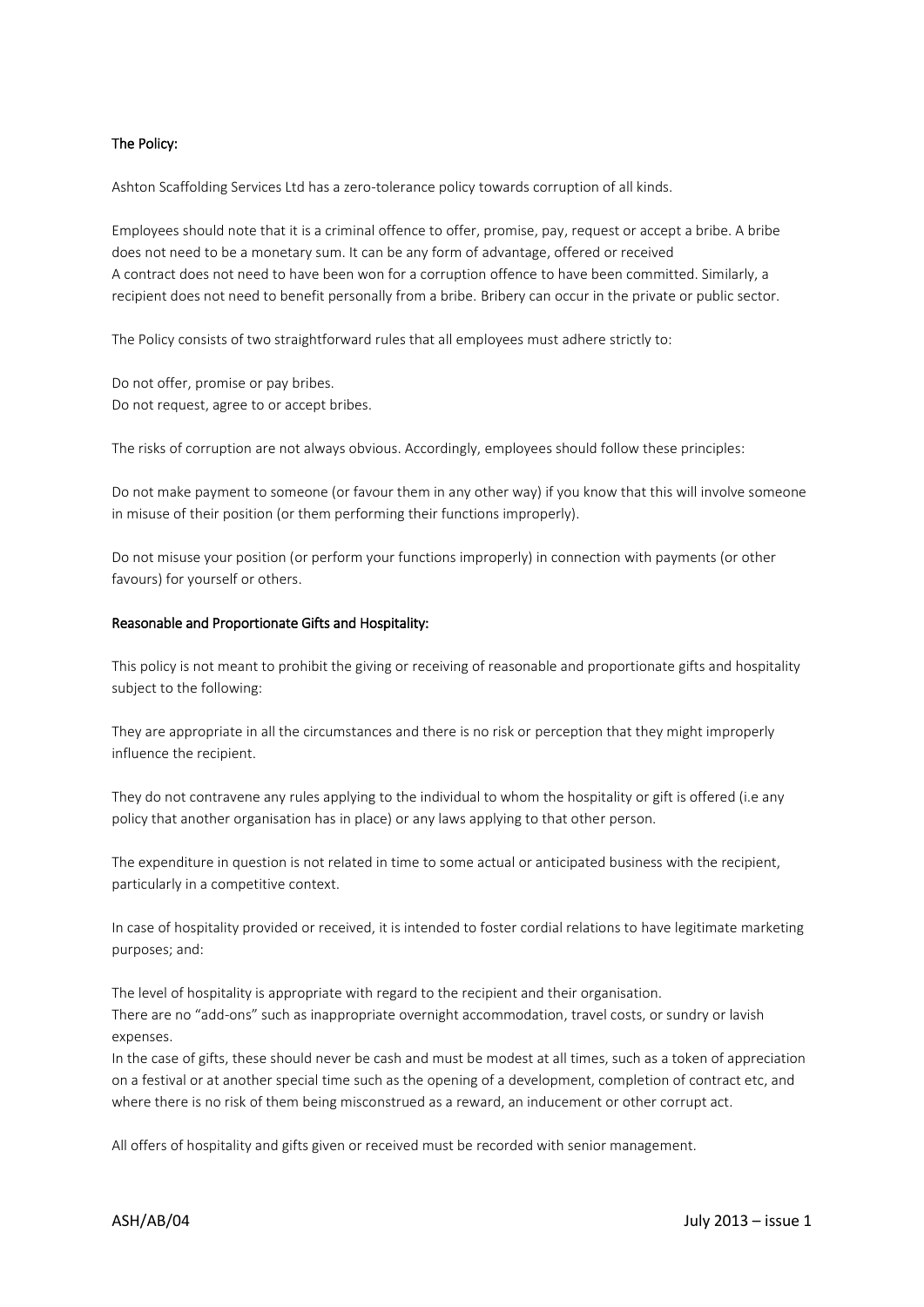## The Policy:

Ashton Scaffolding Services Ltd has a zero-tolerance policy towards corruption of all kinds.

Employees should note that it is a criminal offence to offer, promise, pay, request or accept a bribe. A bribe does not need to be a monetary sum. It can be any form of advantage, offered or received
A contract does not need to have been won for a corruption offence to have been committed. Similarly, a recipient does not need to benefit personally from a bribe. Bribery can occur in the private or public sector.

The Policy consists of two straightforward rules that all employees must adhere strictly to:

Do not offer, promise or pay bribes.
Do not request, agree to or accept bribes.

The risks of corruption are not always obvious. Accordingly, employees should follow these principles:

Do not make payment to someone (or favour them in any other way) if you know that this will involve someone in misuse of their position (or them performing their functions improperly).

Do not misuse your position (or perform your functions improperly) in connection with payments (or other favours) for yourself or others.

## Reasonable and Proportionate Gifts and Hospitality:

This policy is not meant to prohibit the giving or receiving of reasonable and proportionate gifts and hospitality subject to the following:

They are appropriate in all the circumstances and there is no risk or perception that they might improperly influence the recipient.

They do not contravene any rules applying to the individual to whom the hospitality or gift is offered (i.e any policy that another organisation has in place) or any laws applying to that other person.

The expenditure in question is not related in time to some actual or anticipated business with the recipient, particularly in a competitive context.

In case of hospitality provided or received, it is intended to foster cordial relations to have legitimate marketing purposes; and:

The level of hospitality is appropriate with regard to the recipient and their organisation.
There are no "add-ons" such as inappropriate overnight accommodation, travel costs, or sundry or lavish expenses.
In the case of gifts, these should never be cash and must be modest at all times, such as a token of appreciation on a festival or at another special time such as the opening of a development, completion of contract etc, and where there is no risk of them being misconstrued as a reward, an inducement or other corrupt act.

All offers of hospitality and gifts given or received must be recorded with senior management.

ASH/AB/04 July 2013 – issue 1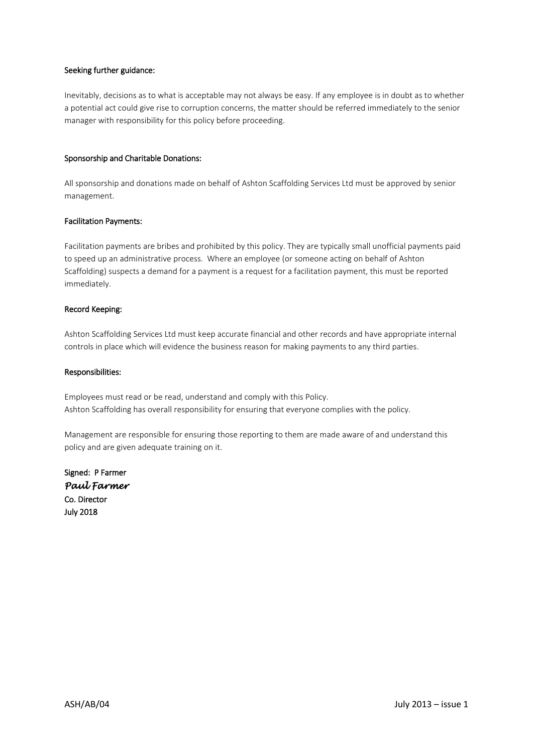### Seeking further guidance:

Inevitably, decisions as to what is acceptable may not always be easy. If any employee is in doubt as to whether a potential act could give rise to corruption concerns, the matter should be referred immediately to the senior manager with responsibility for this policy before proceeding.

### Sponsorship and Charitable Donations:

All sponsorship and donations made on behalf of Ashton Scaffolding Services Ltd must be approved by senior management.

### Facilitation Payments:

Facilitation payments are bribes and prohibited by this policy. They are typically small unofficial payments paid to speed up an administrative process. Where an employee (or someone acting on behalf of Ashton Scaffolding) suspects a demand for a payment is a request for a facilitation payment, this must be reported immediately.

### Record Keeping:

Ashton Scaffolding Services Ltd must keep accurate financial and other records and have appropriate internal controls in place which will evidence the business reason for making payments to any third parties.

### Responsibilities:

Employees must read or be read, understand and comply with this Policy.
Ashton Scaffolding has overall responsibility for ensuring that everyone complies with the policy.

Management are responsible for ensuring those reporting to them are made aware of and understand this policy and are given adequate training on it.

**Signed: P Farmer**
*Paul Farmer*
**Co. Director**
**July 2018**

ASH/AB/04 July 2013 – issue 1